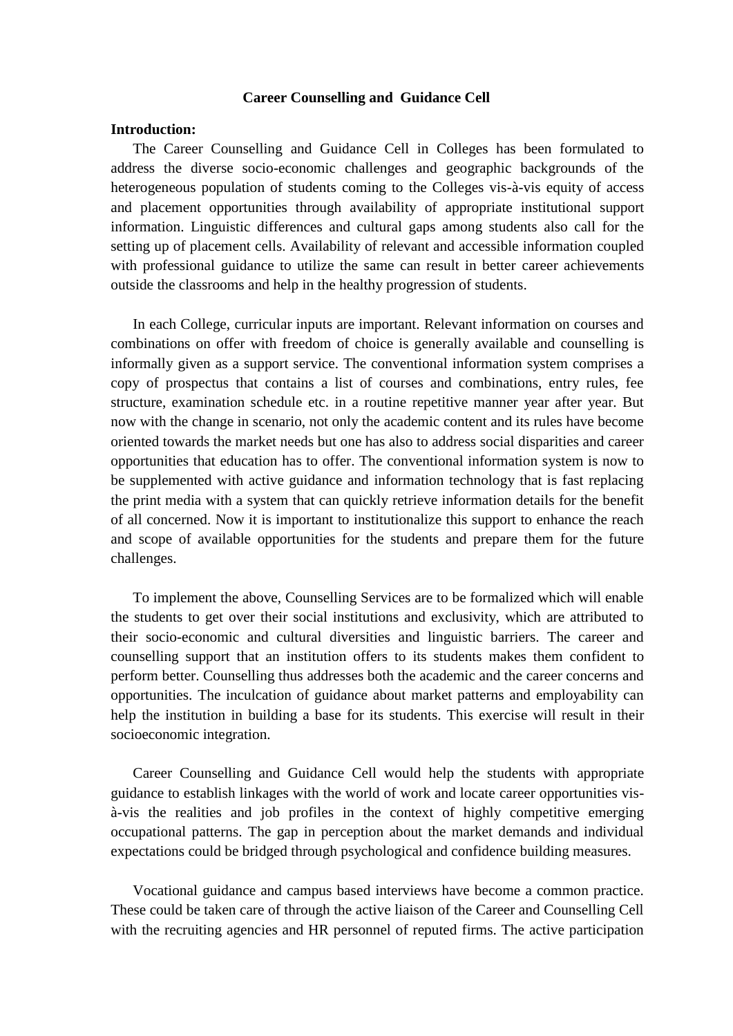# Career Counselling and Guidance Cell

**Introduction:**

The Career Counselling and Guidance Cell in Colleges has been formulated to address the diverse socio-economic challenges and geographic backgrounds of the heterogeneous population of students coming to the Colleges vis-à-vis equity of access and placement opportunities through availability of appropriate institutional support information. Linguistic differences and cultural gaps among students also call for the setting up of placement cells. Availability of relevant and accessible information coupled with professional guidance to utilize the same can result in better career achievements outside the classrooms and help in the healthy progression of students.

In each College, curricular inputs are important. Relevant information on courses and combinations on offer with freedom of choice is generally available and counselling is informally given as a support service. The conventional information system comprises a copy of prospectus that contains a list of courses and combinations, entry rules, fee structure, examination schedule etc. in a routine repetitive manner year after year. But now with the change in scenario, not only the academic content and its rules have become oriented towards the market needs but one has also to address social disparities and career opportunities that education has to offer. The conventional information system is now to be supplemented with active guidance and information technology that is fast replacing the print media with a system that can quickly retrieve information details for the benefit of all concerned. Now it is important to institutionalize this support to enhance the reach and scope of available opportunities for the students and prepare them for the future challenges.

To implement the above, Counselling Services are to be formalized which will enable the students to get over their social institutions and exclusivity, which are attributed to their socio-economic and cultural diversities and linguistic barriers. The career and counselling support that an institution offers to its students makes them confident to perform better. Counselling thus addresses both the academic and the career concerns and opportunities. The inculcation of guidance about market patterns and employability can help the institution in building a base for its students. This exercise will result in their socioeconomic integration.

Career Counselling and Guidance Cell would help the students with appropriate guidance to establish linkages with the world of work and locate career opportunities vis-à-vis the realities and job profiles in the context of highly competitive emerging occupational patterns. The gap in perception about the market demands and individual expectations could be bridged through psychological and confidence building measures.

Vocational guidance and campus based interviews have become a common practice. These could be taken care of through the active liaison of the Career and Counselling Cell with the recruiting agencies and HR personnel of reputed firms. The active participation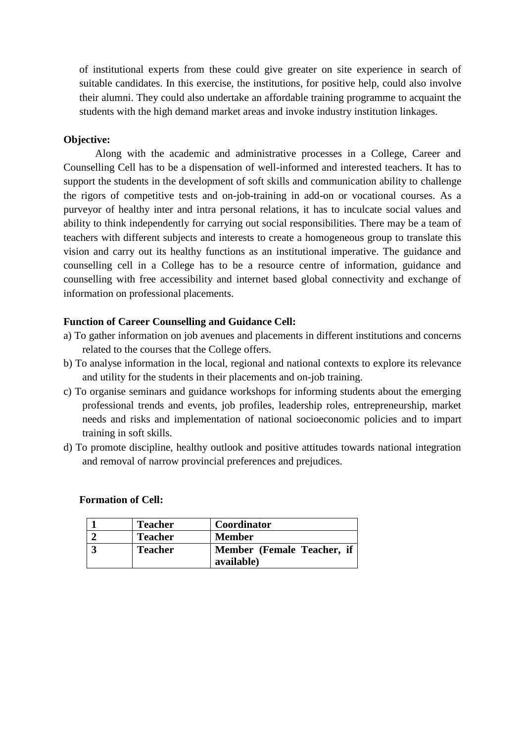of institutional experts from these could give greater on site experience in search of suitable candidates. In this exercise, the institutions, for positive help, could also involve their alumni. They could also undertake an affordable training programme to acquaint the students with the high demand market areas and invoke industry institution linkages.

**Objective:**

Along with the academic and administrative processes in a College, Career and Counselling Cell has to be a dispensation of well-informed and interested teachers. It has to support the students in the development of soft skills and communication ability to challenge the rigors of competitive tests and on-job-training in add-on or vocational courses. As a purveyor of healthy inter and intra personal relations, it has to inculcate social values and ability to think independently for carrying out social responsibilities. There may be a team of teachers with different subjects and interests to create a homogeneous group to translate this vision and carry out its healthy functions as an institutional imperative. The guidance and counselling cell in a College has to be a resource centre of information, guidance and counselling with free accessibility and internet based global connectivity and exchange of information on professional placements.

**Function of Career Counselling and Guidance Cell:**

a) To gather information on job avenues and placements in different institutions and concerns related to the courses that the College offers.

b) To analyse information in the local, regional and national contexts to explore its relevance and utility for the students in their placements and on-job training.

c) To organise seminars and guidance workshops for informing students about the emerging professional trends and events, job profiles, leadership roles, entrepreneurship, market needs and risks and implementation of national socioeconomic policies and to impart training in soft skills.

d) To promote discipline, healthy outlook and positive attitudes towards national integration and removal of narrow provincial preferences and prejudices.

**Formation of Cell:**

| | | |
|---|---|---|
| **1** | **Teacher** | **Coordinator** |
| **2** | **Teacher** | **Member** |
| **3** | **Teacher** | **Member (Female Teacher, if available)** |